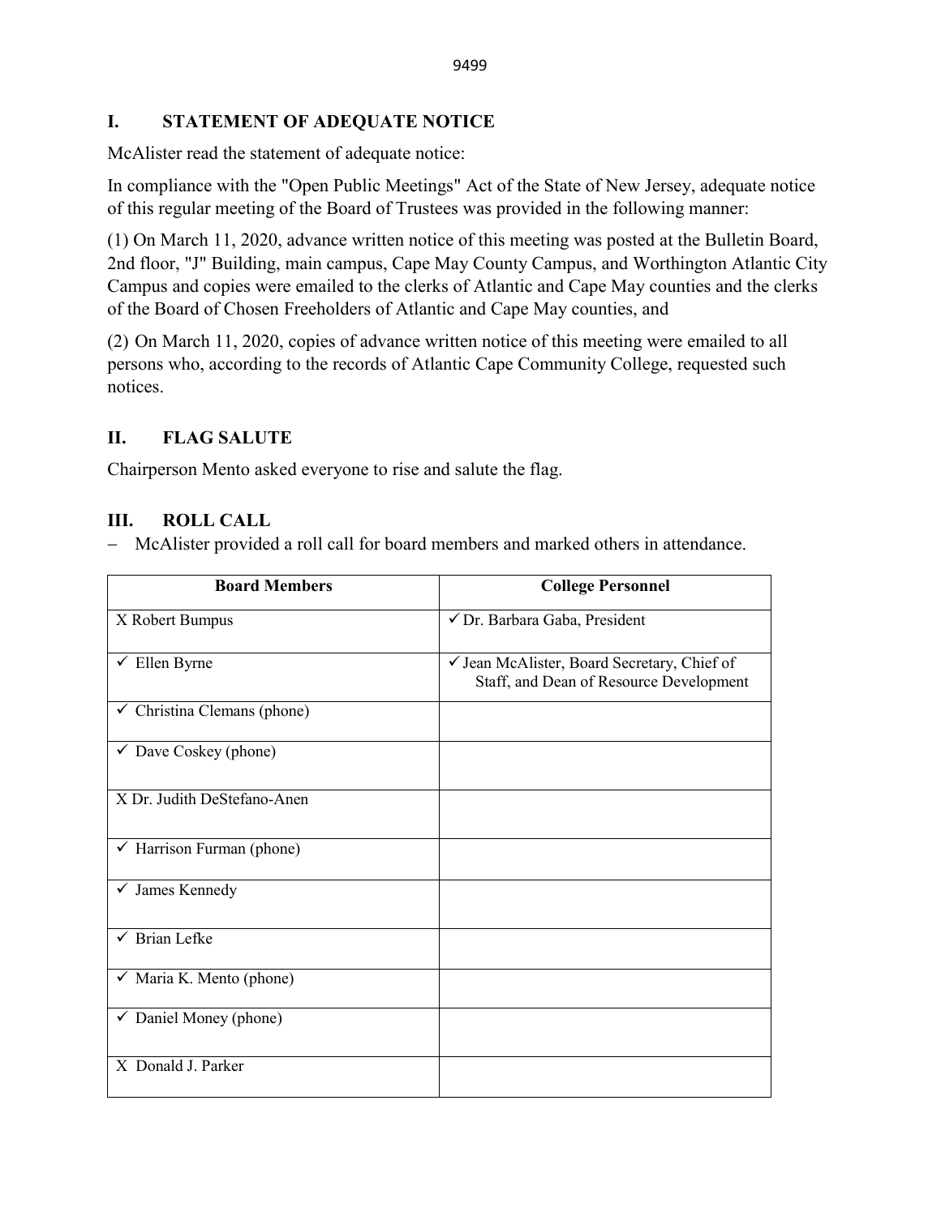## I. STATEMENT OF ADEQUATE NOTICE

McAlister read the statement of adequate notice:

In compliance with the "Open Public Meetings" Act of the State of New Jersey, adequate notice of this regular meeting of the Board of Trustees was provided in the following manner:

(1) On March 11, 2020, advance written notice of this meeting was posted at the Bulletin Board, 2nd floor, "J" Building, main campus, Cape May County Campus, and Worthington Atlantic City Campus and copies were emailed to the clerks of Atlantic and Cape May counties and the clerks of the Board of Chosen Freeholders of Atlantic and Cape May counties, and

(2) On March 11, 2020, copies of advance written notice of this meeting were emailed to all persons who, according to the records of Atlantic Cape Community College, requested such notices.

## II. FLAG SALUTE

Chairperson Mento asked everyone to rise and salute the flag.

## III. ROLL CALL

– McAlister provided a roll call for board members and marked others in attendance.

| Board Members | College Personnel |
|---|---|
| X Robert Bumpus | ✓ Dr. Barbara Gaba, President |
| ✓ Ellen Byrne | ✓ Jean McAlister, Board Secretary, Chief of Staff, and Dean of Resource Development |
| ✓ Christina Clemans (phone) | |
| ✓ Dave Coskey (phone) | |
| X Dr. Judith DeStefano-Anen | |
| ✓ Harrison Furman (phone) | |
| ✓ James Kennedy | |
| ✓ Brian Lefke | |
| ✓ Maria K. Mento (phone) | |
| ✓ Daniel Money (phone) | |
| X Donald J. Parker | |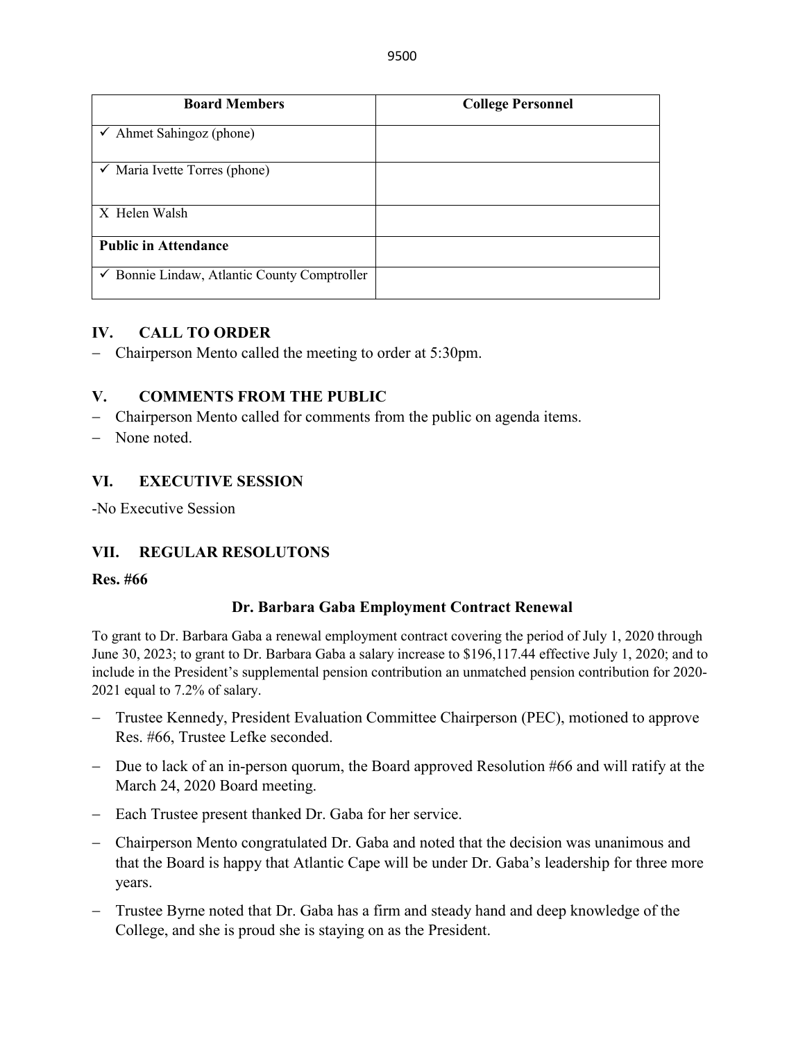| Board Members | College Personnel |
| --- | --- |
| ✓ Ahmet Sahingoz (phone) | |
| ✓ Maria Ivette Torres (phone) | |
| X Helen Walsh | |
| **Public in Attendance** | |
| ✓ Bonnie Lindaw, Atlantic County Comptroller | |

## IV. CALL TO ORDER

- Chairperson Mento called the meeting to order at 5:30pm.

## V. COMMENTS FROM THE PUBLIC

- Chairperson Mento called for comments from the public on agenda items.
- None noted.

## VI. EXECUTIVE SESSION

-No Executive Session

## VII. REGULAR RESOLUTONS

**Res. #66**

**Dr. Barbara Gaba Employment Contract Renewal**

To grant to Dr. Barbara Gaba a renewal employment contract covering the period of July 1, 2020 through June 30, 2023; to grant to Dr. Barbara Gaba a salary increase to $196,117.44 effective July 1, 2020; and to include in the President's supplemental pension contribution an unmatched pension contribution for 2020-2021 equal to 7.2% of salary.

- Trustee Kennedy, President Evaluation Committee Chairperson (PEC), motioned to approve Res. #66, Trustee Lefke seconded.
- Due to lack of an in-person quorum, the Board approved Resolution #66 and will ratify at the March 24, 2020 Board meeting.
- Each Trustee present thanked Dr. Gaba for her service.
- Chairperson Mento congratulated Dr. Gaba and noted that the decision was unanimous and that the Board is happy that Atlantic Cape will be under Dr. Gaba's leadership for three more years.
- Trustee Byrne noted that Dr. Gaba has a firm and steady hand and deep knowledge of the College, and she is proud she is staying on as the President.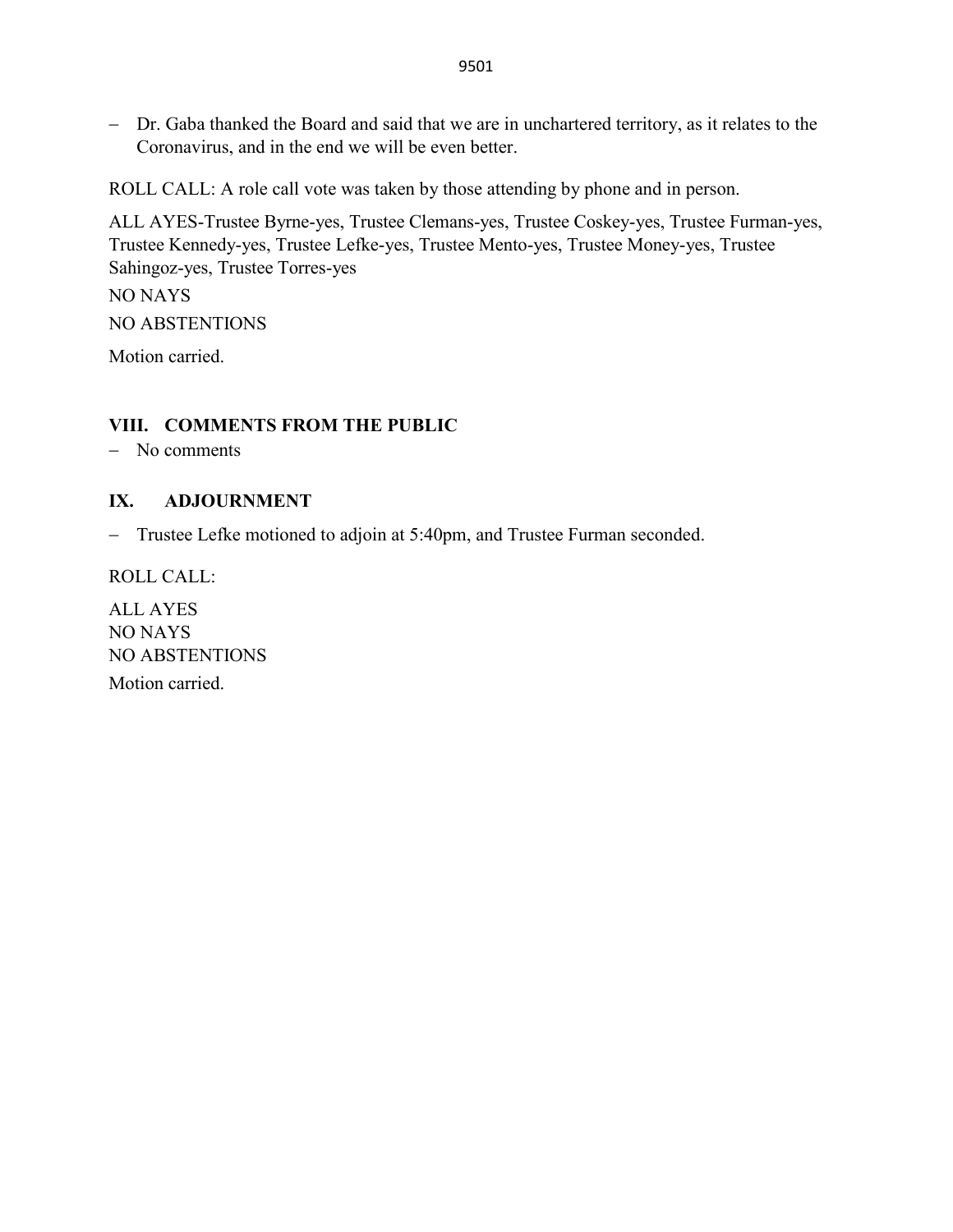- Dr. Gaba thanked the Board and said that we are in unchartered territory, as it relates to the Coronavirus, and in the end we will be even better.

ROLL CALL: A role call vote was taken by those attending by phone and in person.

ALL AYES-Trustee Byrne-yes, Trustee Clemans-yes, Trustee Coskey-yes, Trustee Furman-yes, Trustee Kennedy-yes, Trustee Lefke-yes, Trustee Mento-yes, Trustee Money-yes, Trustee Sahingoz-yes, Trustee Torres-yes

NO NAYS

NO ABSTENTIONS

Motion carried.

## VIII. COMMENTS FROM THE PUBLIC

- No comments

## IX. ADJOURNMENT

- Trustee Lefke motioned to adjoin at 5:40pm, and Trustee Furman seconded.

ROLL CALL:

ALL AYES
NO NAYS
NO ABSTENTIONS

Motion carried.